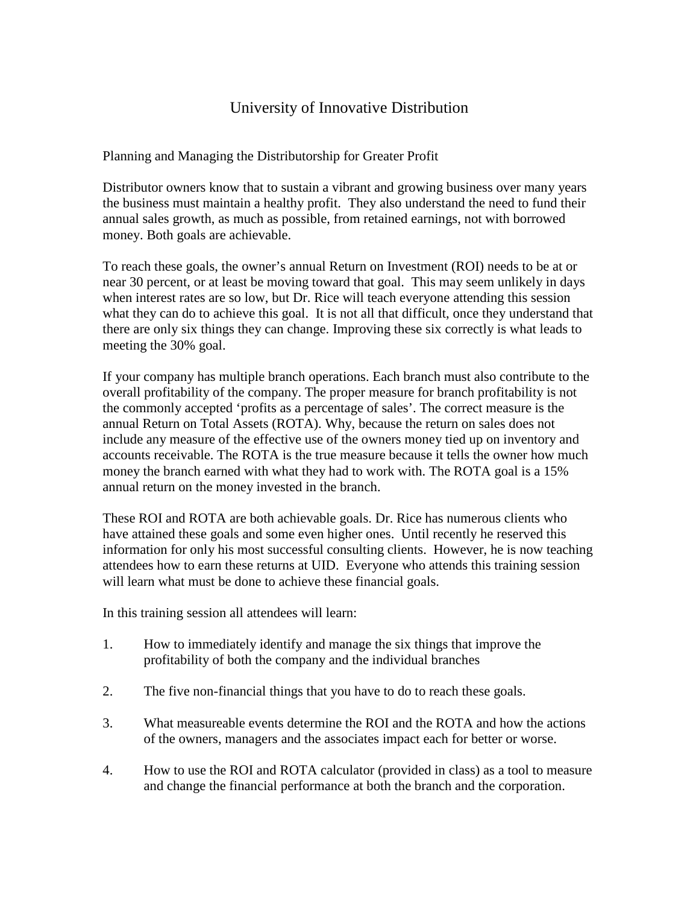# University of Innovative Distribution

Planning and Managing the Distributorship for Greater Profit

Distributor owners know that to sustain a vibrant and growing business over many years the business must maintain a healthy profit. They also understand the need to fund their annual sales growth, as much as possible, from retained earnings, not with borrowed money. Both goals are achievable.

To reach these goals, the owner's annual Return on Investment (ROI) needs to be at or near 30 percent, or at least be moving toward that goal. This may seem unlikely in days when interest rates are so low, but Dr. Rice will teach everyone attending this session what they can do to achieve this goal. It is not all that difficult, once they understand that there are only six things they can change. Improving these six correctly is what leads to meeting the 30% goal.

If your company has multiple branch operations. Each branch must also contribute to the overall profitability of the company. The proper measure for branch profitability is not the commonly accepted 'profits as a percentage of sales'. The correct measure is the annual Return on Total Assets (ROTA). Why, because the return on sales does not include any measure of the effective use of the owners money tied up on inventory and accounts receivable. The ROTA is the true measure because it tells the owner how much money the branch earned with what they had to work with. The ROTA goal is a 15% annual return on the money invested in the branch.

These ROI and ROTA are both achievable goals. Dr. Rice has numerous clients who have attained these goals and some even higher ones. Until recently he reserved this information for only his most successful consulting clients. However, he is now teaching attendees how to earn these returns at UID. Everyone who attends this training session will learn what must be done to achieve these financial goals.

In this training session all attendees will learn:

1. How to immediately identify and manage the six things that improve the profitability of both the company and the individual branches

2. The five non-financial things that you have to do to reach these goals.

3. What measureable events determine the ROI and the ROTA and how the actions of the owners, managers and the associates impact each for better or worse.

4. How to use the ROI and ROTA calculator (provided in class) as a tool to measure and change the financial performance at both the branch and the corporation.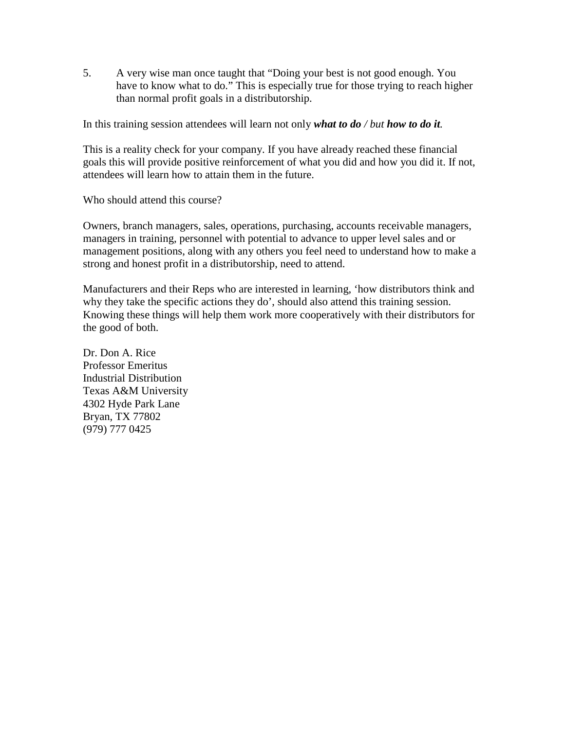5. A very wise man once taught that “Doing your best is not good enough. You have to know what to do.” This is especially true for those trying to reach higher than normal profit goals in a distributorship.

In this training session attendees will learn not only ***what to do** / but **how to do it**.*

This is a reality check for your company. If you have already reached these financial goals this will provide positive reinforcement of what you did and how you did it. If not, attendees will learn how to attain them in the future.

Who should attend this course?

Owners, branch managers, sales, operations, purchasing, accounts receivable managers, managers in training, personnel with potential to advance to upper level sales and or management positions, along with any others you feel need to understand how to make a strong and honest profit in a distributorship, need to attend.

Manufacturers and their Reps who are interested in learning, ‘how distributors think and why they take the specific actions they do’, should also attend this training session. Knowing these things will help them work more cooperatively with their distributors for the good of both.

Dr. Don A. Rice
Professor Emeritus
Industrial Distribution
Texas A&M University
4302 Hyde Park Lane
Bryan, TX 77802
(979) 777 0425